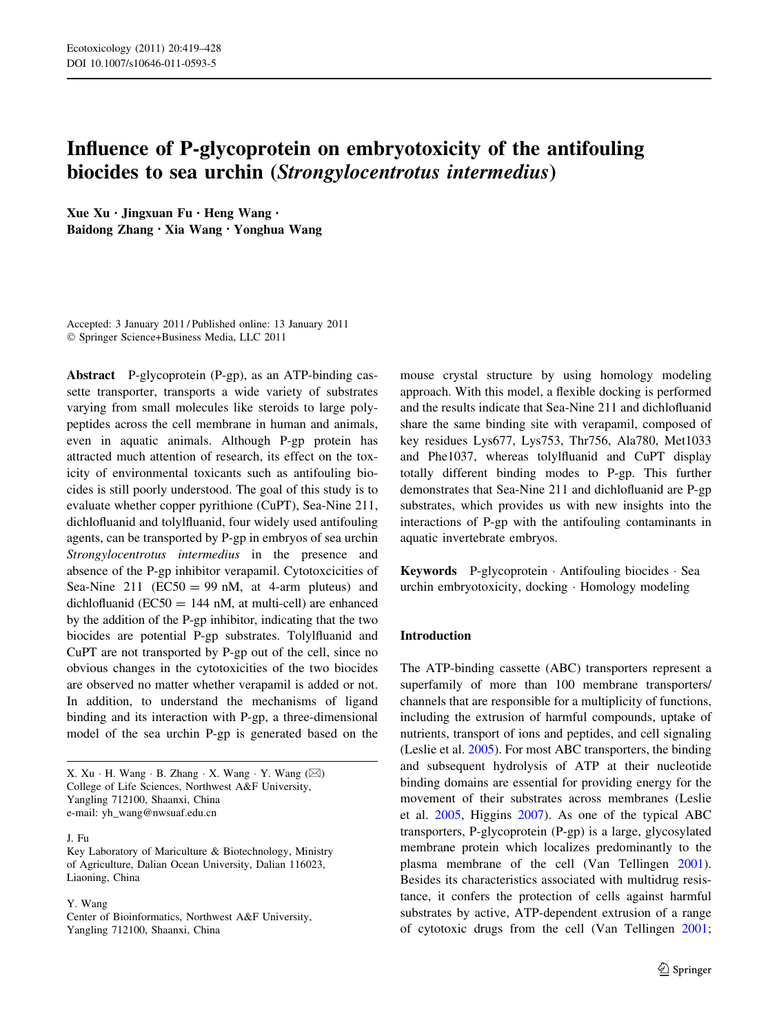# Influence of P-glycoprotein on embryotoxicity of the antifouling biocides to sea urchin (*Strongylocentrotus intermedius*)

**Xue Xu · Jingxuan Fu · Heng Wang · Baidong Zhang · Xia Wang · Yonghua Wang**

Accepted: 3 January 2011 / Published online: 13 January 2011
© Springer Science+Business Media, LLC 2011

**Abstract** P-glycoprotein (P-gp), as an ATP-binding cassette transporter, transports a wide variety of substrates varying from small molecules like steroids to large polypeptides across the cell membrane in human and animals, even in aquatic animals. Although P-gp protein has attracted much attention of research, its effect on the toxicity of environmental toxicants such as antifouling biocides is still poorly understood. The goal of this study is to evaluate whether copper pyrithione (CuPT), Sea-Nine 211, dichlofluanid and tolylfluanid, four widely used antifouling agents, can be transported by P-gp in embryos of sea urchin *Strongylocentrotus intermedius* in the presence and absence of the P-gp inhibitor verapamil. Cytotoxcicities of Sea-Nine 211 (EC50 = 99 nM, at 4-arm pluteus) and dichlofluanid (EC50 = 144 nM, at multi-cell) are enhanced by the addition of the P-gp inhibitor, indicating that the two biocides are potential P-gp substrates. Tolylfluanid and CuPT are not transported by P-gp out of the cell, since no obvious changes in the cytotoxicities of the two biocides are observed no matter whether verapamil is added or not. In addition, to understand the mechanisms of ligand binding and its interaction with P-gp, a three-dimensional model of the sea urchin P-gp is generated based on the mouse crystal structure by using homology modeling approach. With this model, a flexible docking is performed and the results indicate that Sea-Nine 211 and dichlofluanid share the same binding site with verapamil, composed of key residues Lys677, Lys753, Thr756, Ala780, Met1033 and Phe1037, whereas tolylfluanid and CuPT display totally different binding modes to P-gp. This further demonstrates that Sea-Nine 211 and dichlofluanid are P-gp substrates, which provides us with new insights into the interactions of P-gp with the antifouling contaminants in aquatic invertebrate embryos.

**Keywords** P-glycoprotein · Antifouling biocides · Sea urchin embryotoxicity, docking · Homology modeling

X. Xu · H. Wang · B. Zhang · X. Wang · Y. Wang (✉)
College of Life Sciences, Northwest A&F University, Yangling 712100, Shaanxi, China
e-mail: yh_wang@nwsuaf.edu.cn

J. Fu
Key Laboratory of Mariculture & Biotechnology, Ministry of Agriculture, Dalian Ocean University, Dalian 116023, Liaoning, China

Y. Wang
Center of Bioinformatics, Northwest A&F University, Yangling 712100, Shaanxi, China

## Introduction

The ATP-binding cassette (ABC) transporters represent a superfamily of more than 100 membrane transporters/channels that are responsible for a multiplicity of functions, including the extrusion of harmful compounds, uptake of nutrients, transport of ions and peptides, and cell signaling (Leslie et al. 2005). For most ABC transporters, the binding and subsequent hydrolysis of ATP at their nucleotide binding domains are essential for providing energy for the movement of their substrates across membranes (Leslie et al. 2005, Higgins 2007). As one of the typical ABC transporters, P-glycoprotein (P-gp) is a large, glycosylated membrane protein which localizes predominantly to the plasma membrane of the cell (Van Tellingen 2001). Besides its characteristics associated with multidrug resistance, it confers the protection of cells against harmful substrates by active, ATP-dependent extrusion of a range of cytotoxic drugs from the cell (Van Tellingen 2001;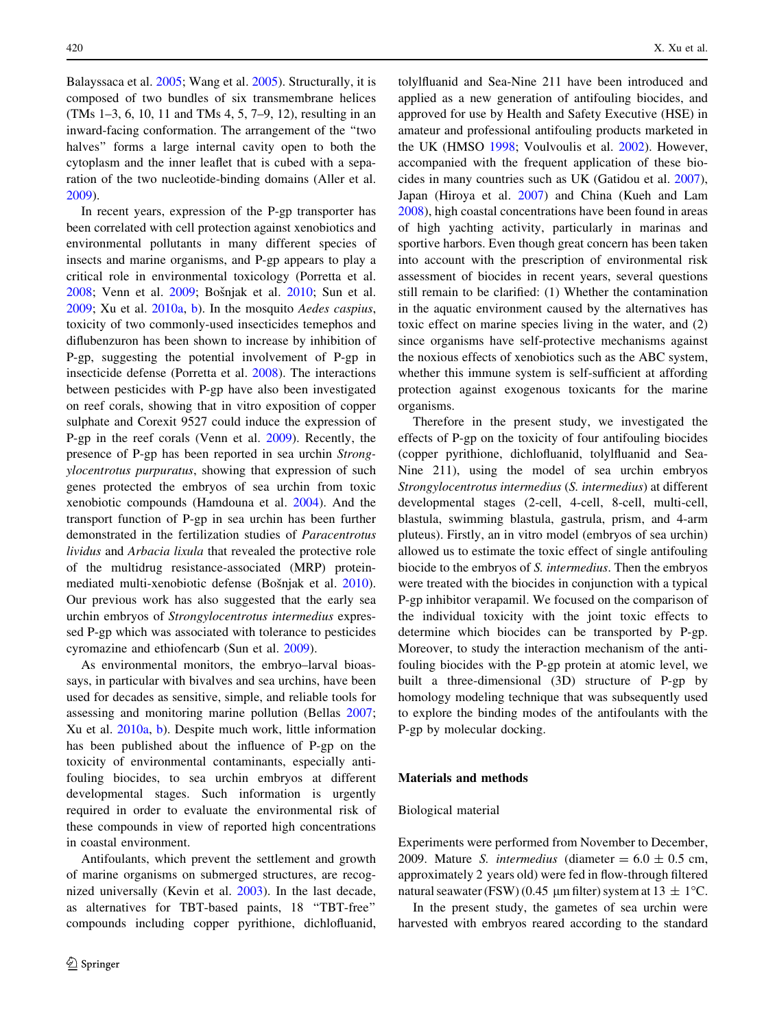Balayssaca et al. 2005; Wang et al. 2005). Structurally, it is composed of two bundles of six transmembrane helices (TMs 1–3, 6, 10, 11 and TMs 4, 5, 7–9, 12), resulting in an inward-facing conformation. The arrangement of the "two halves" forms a large internal cavity open to both the cytoplasm and the inner leaflet that is cubed with a separation of the two nucleotide-binding domains (Aller et al. 2009).

In recent years, expression of the P-gp transporter has been correlated with cell protection against xenobiotics and environmental pollutants in many different species of insects and marine organisms, and P-gp appears to play a critical role in environmental toxicology (Porretta et al. 2008; Venn et al. 2009; Bošnjak et al. 2010; Sun et al. 2009; Xu et al. 2010a, b). In the mosquito *Aedes caspius*, toxicity of two commonly-used insecticides temephos and diflubenzuron has been shown to increase by inhibition of P-gp, suggesting the potential involvement of P-gp in insecticide defense (Porretta et al. 2008). The interactions between pesticides with P-gp have also been investigated on reef corals, showing that in vitro exposition of copper sulphate and Corexit 9527 could induce the expression of P-gp in the reef corals (Venn et al. 2009). Recently, the presence of P-gp has been reported in sea urchin *Strongylocentrotus purpuratus*, showing that expression of such genes protected the embryos of sea urchin from toxic xenobiotic compounds (Hamdouna et al. 2004). And the transport function of P-gp in sea urchin has been further demonstrated in the fertilization studies of *Paracentrotus lividus* and *Arbacia lixula* that revealed the protective role of the multidrug resistance-associated (MRP) protein-mediated multi-xenobiotic defense (Bošnjak et al. 2010). Our previous work has also suggested that the early sea urchin embryos of *Strongylocentrotus intermedius* expressed P-gp which was associated with tolerance to pesticides cyromazine and ethiofencarb (Sun et al. 2009).

As environmental monitors, the embryo–larval bioassays, in particular with bivalves and sea urchins, have been used for decades as sensitive, simple, and reliable tools for assessing and monitoring marine pollution (Bellas 2007; Xu et al. 2010a, b). Despite much work, little information has been published about the influence of P-gp on the toxicity of environmental contaminants, especially antifouling biocides, to sea urchin embryos at different developmental stages. Such information is urgently required in order to evaluate the environmental risk of these compounds in view of reported high concentrations in coastal environment.

Antifoulants, which prevent the settlement and growth of marine organisms on submerged structures, are recognized universally (Kevin et al. 2003). In the last decade, as alternatives for TBT-based paints, 18 "TBT-free" compounds including copper pyrithione, dichlofluanid, tolylfluanid and Sea-Nine 211 have been introduced and applied as a new generation of antifouling biocides, and approved for use by Health and Safety Executive (HSE) in amateur and professional antifouling products marketed in the UK (HMSO 1998; Voulvoulis et al. 2002). However, accompanied with the frequent application of these biocides in many countries such as UK (Gatidou et al. 2007), Japan (Hiroya et al. 2007) and China (Kueh and Lam 2008), high coastal concentrations have been found in areas of high yachting activity, particularly in marinas and sportive harbors. Even though great concern has been taken into account with the prescription of environmental risk assessment of biocides in recent years, several questions still remain to be clarified: (1) Whether the contamination in the aquatic environment caused by the alternatives has toxic effect on marine species living in the water, and (2) since organisms have self-protective mechanisms against the noxious effects of xenobiotics such as the ABC system, whether this immune system is self-sufficient at affording protection against exogenous toxicants for the marine organisms.

Therefore in the present study, we investigated the effects of P-gp on the toxicity of four antifouling biocides (copper pyrithione, dichlofluanid, tolylfluanid and Sea-Nine 211), using the model of sea urchin embryos *Strongylocentrotus intermedius* (*S. intermedius*) at different developmental stages (2-cell, 4-cell, 8-cell, multi-cell, blastula, swimming blastula, gastrula, prism, and 4-arm pluteus). Firstly, an in vitro model (embryos of sea urchin) allowed us to estimate the toxic effect of single antifouling biocide to the embryos of *S. intermedius*. Then the embryos were treated with the biocides in conjunction with a typical P-gp inhibitor verapamil. We focused on the comparison of the individual toxicity with the joint toxic effects to determine which biocides can be transported by P-gp. Moreover, to study the interaction mechanism of the antifouling biocides with the P-gp protein at atomic level, we built a three-dimensional (3D) structure of P-gp by homology modeling technique that was subsequently used to explore the binding modes of the antifoulants with the P-gp by molecular docking.

## Materials and methods

### Biological material

Experiments were performed from November to December, 2009. Mature *S. intermedius* (diameter = 6.0 ± 0.5 cm, approximately 2 years old) were fed in flow-through filtered natural seawater (FSW) (0.45 μm filter) system at 13 ± 1°C.

In the present study, the gametes of sea urchin were harvested with embryos reared according to the standard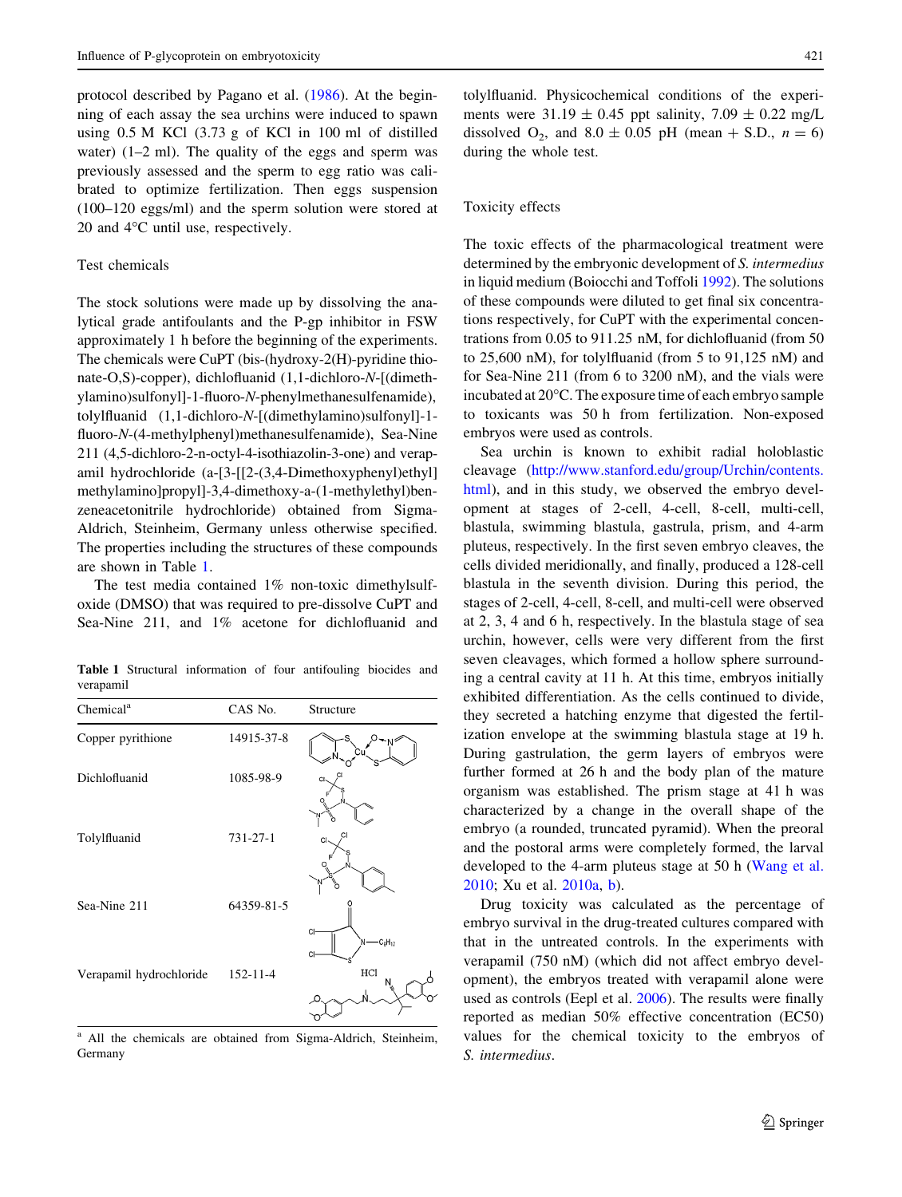protocol described by Pagano et al. (1986). At the beginning of each assay the sea urchins were induced to spawn using 0.5 M KCl (3.73 g of KCl in 100 ml of distilled water) (1–2 ml). The quality of the eggs and sperm was previously assessed and the sperm to egg ratio was calibrated to optimize fertilization. Then eggs suspension (100–120 eggs/ml) and the sperm solution were stored at 20 and 4°C until use, respectively.

### Test chemicals

The stock solutions were made up by dissolving the analytical grade antifoulants and the P-gp inhibitor in FSW approximately 1 h before the beginning of the experiments. The chemicals were CuPT (bis-(hydroxy-2(H)-pyridine thionate-O,S)-copper), dichlofluanid (1,1-dichloro-*N*-[(dimethylamino)sulfonyl]-1-fluoro-*N*-phenylmethanesulfenamide), tolylfluanid (1,1-dichloro-*N*-[(dimethylamino)sulfonyl]-1-fluoro-*N*-(4-methylphenyl)methanesulfenamide), Sea-Nine 211 (4,5-dichloro-2-n-octyl-4-isothiazolin-3-one) and verapamil hydrochloride (a-[3-[[2-(3,4-Dimethoxyphenyl)ethyl] methylamino]propyl]-3,4-dimethoxy-a-(1-methylethyl)benzeneacetonitrile hydrochloride) obtained from Sigma-Aldrich, Steinheim, Germany unless otherwise specified. The properties including the structures of these compounds are shown in Table 1.

The test media contained 1% non-toxic dimethylsulfoxide (DMSO) that was required to pre-dissolve CuPT and Sea-Nine 211, and 1% acetone for dichlofluanid and tolylfluanid. Physicochemical conditions of the experiments were 31.19 ± 0.45 ppt salinity, 7.09 ± 0.22 mg/L dissolved $O_2$, and 8.0 ± 0.05 pH (mean + S.D., $n = 6$) during the whole test.

**Table 1** Structural information of four antifouling biocides and verapamil

| Chemical[a] | CAS No. | Structure |
| --- | --- | --- |
| Copper pyrithione | 14915-37-8 | |
| Dichlofluanid | 1085-98-9 | |
| Tolylfluanid | 731-27-1 | |
| Sea-Nine 211 | 64359-81-5 | |
| Verapamil hydrochloride | 152-11-4 | |

[a] All the chemicals are obtained from Sigma-Aldrich, Steinheim, Germany

### Toxicity effects

The toxic effects of the pharmacological treatment were determined by the embryonic development of *S. intermedius* in liquid medium (Boiocchi and Toffoli 1992). The solutions of these compounds were diluted to get final six concentrations respectively, for CuPT with the experimental concentrations from 0.05 to 911.25 nM, for dichlofluanid (from 50 to 25,600 nM), for tolylfluanid (from 5 to 91,125 nM) and for Sea-Nine 211 (from 6 to 3200 nM), and the vials were incubated at 20°C. The exposure time of each embryo sample to toxicants was 50 h from fertilization. Non-exposed embryos were used as controls.

Sea urchin is known to exhibit radial holoblastic cleavage (http://www.stanford.edu/group/Urchin/contents.html), and in this study, we observed the embryo development at stages of 2-cell, 4-cell, 8-cell, multi-cell, blastula, swimming blastula, gastrula, prism, and 4-arm pluteus, respectively. In the first seven embryo cleaves, the cells divided meridionally, and finally, produced a 128-cell blastula in the seventh division. During this period, the stages of 2-cell, 4-cell, 8-cell, and multi-cell were observed at 2, 3, 4 and 6 h, respectively. In the blastula stage of sea urchin, however, cells were very different from the first seven cleavages, which formed a hollow sphere surrounding a central cavity at 11 h. At this time, embryos initially exhibited differentiation. As the cells continued to divide, they secreted a hatching enzyme that digested the fertilization envelope at the swimming blastula stage at 19 h. During gastrulation, the germ layers of embryos were further formed at 26 h and the body plan of the mature organism was established. The prism stage at 41 h was characterized by a change in the overall shape of the embryo (a rounded, truncated pyramid). When the preoral and the postoral arms were completely formed, the larval developed to the 4-arm pluteus stage at 50 h (Wang et al. 2010; Xu et al. 2010a, b).

Drug toxicity was calculated as the percentage of embryo survival in the drug-treated cultures compared with that in the untreated controls. In the experiments with verapamil (750 nM) (which did not affect embryo development), the embryos treated with verapamil alone were used as controls (Eepl et al. 2006). The results were finally reported as median 50% effective concentration (EC50) values for the chemical toxicity to the embryos of *S. intermedius*.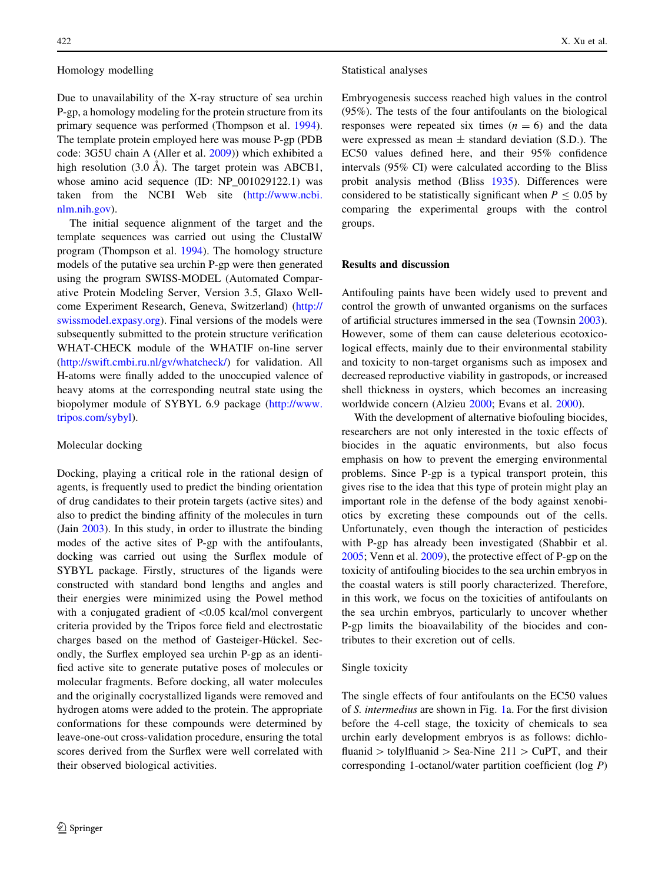### Homology modelling

Due to unavailability of the X-ray structure of sea urchin P-gp, a homology modeling for the protein structure from its primary sequence was performed (Thompson et al. 1994). The template protein employed here was mouse P-gp (PDB code: 3G5U chain A (Aller et al. 2009)) which exhibited a high resolution (3.0 Å). The target protein was ABCB1, whose amino acid sequence (ID: NP_001029122.1) was taken from the NCBI Web site (http://www.ncbi.nlm.nih.gov).

The initial sequence alignment of the target and the template sequences was carried out using the ClustalW program (Thompson et al. 1994). The homology structure models of the putative sea urchin P-gp were then generated using the program SWISS-MODEL (Automated Comparative Protein Modeling Server, Version 3.5, Glaxo Wellcome Experiment Research, Geneva, Switzerland) (http://swissmodel.expasy.org). Final versions of the models were subsequently submitted to the protein structure verification WHAT-CHECK module of the WHATIF on-line server (http://swift.cmbi.ru.nl/gv/whatcheck/) for validation. All H-atoms were finally added to the unoccupied valence of heavy atoms at the corresponding neutral state using the biopolymer module of SYBYL 6.9 package (http://www.tripos.com/sybyl).

### Molecular docking

Docking, playing a critical role in the rational design of agents, is frequently used to predict the binding orientation of drug candidates to their protein targets (active sites) and also to predict the binding affinity of the molecules in turn (Jain 2003). In this study, in order to illustrate the binding modes of the active sites of P-gp with the antifoulants, docking was carried out using the Surflex module of SYBYL package. Firstly, structures of the ligands were constructed with standard bond lengths and angles and their energies were minimized using the Powel method with a conjugated gradient of <0.05 kcal/mol convergent criteria provided by the Tripos force field and electrostatic charges based on the method of Gasteiger-Hückel. Secondly, the Surflex employed sea urchin P-gp as an identified active site to generate putative poses of molecules or molecular fragments. Before docking, all water molecules and the originally cocrystallized ligands were removed and hydrogen atoms were added to the protein. The appropriate conformations for these compounds were determined by leave-one-out cross-validation procedure, ensuring the total scores derived from the Surflex were well correlated with their observed biological activities.

### Statistical analyses

Embryogenesis success reached high values in the control (95%). The tests of the four antifoulants on the biological responses were repeated six times ($n = 6$) and the data were expressed as mean ± standard deviation (S.D.). The EC50 values defined here, and their 95% confidence intervals (95% CI) were calculated according to the Bliss probit analysis method (Bliss 1935). Differences were considered to be statistically significant when $P \leq 0.05$ by comparing the experimental groups with the control groups.

## Results and discussion

Antifouling paints have been widely used to prevent and control the growth of unwanted organisms on the surfaces of artificial structures immersed in the sea (Townsin 2003). However, some of them can cause deleterious ecotoxicological effects, mainly due to their environmental stability and toxicity to non-target organisms such as imposex and decreased reproductive viability in gastropods, or increased shell thickness in oysters, which becomes an increasing worldwide concern (Alzieu 2000; Evans et al. 2000).

With the development of alternative biofouling biocides, researchers are not only interested in the toxic effects of biocides in the aquatic environments, but also focus emphasis on how to prevent the emerging environmental problems. Since P-gp is a typical transport protein, this gives rise to the idea that this type of protein might play an important role in the defense of the body against xenobiotics by excreting these compounds out of the cells. Unfortunately, even though the interaction of pesticides with P-gp has already been investigated (Shabbir et al. 2005; Venn et al. 2009), the protective effect of P-gp on the toxicity of antifouling biocides to the sea urchin embryos in the coastal waters is still poorly characterized. Therefore, in this work, we focus on the toxicities of antifoulants on the sea urchin embryos, particularly to uncover whether P-gp limits the bioavailability of the biocides and contributes to their excretion out of cells.

### Single toxicity

The single effects of four antifoulants on the EC50 values of *S. intermedius* are shown in Fig. 1a. For the first division before the 4-cell stage, the toxicity of chemicals to sea urchin early development embryos is as follows: dichlofluanid > tolylfluanid > Sea-Nine 211 > CuPT, and their corresponding 1-octanol/water partition coefficient (log *P*)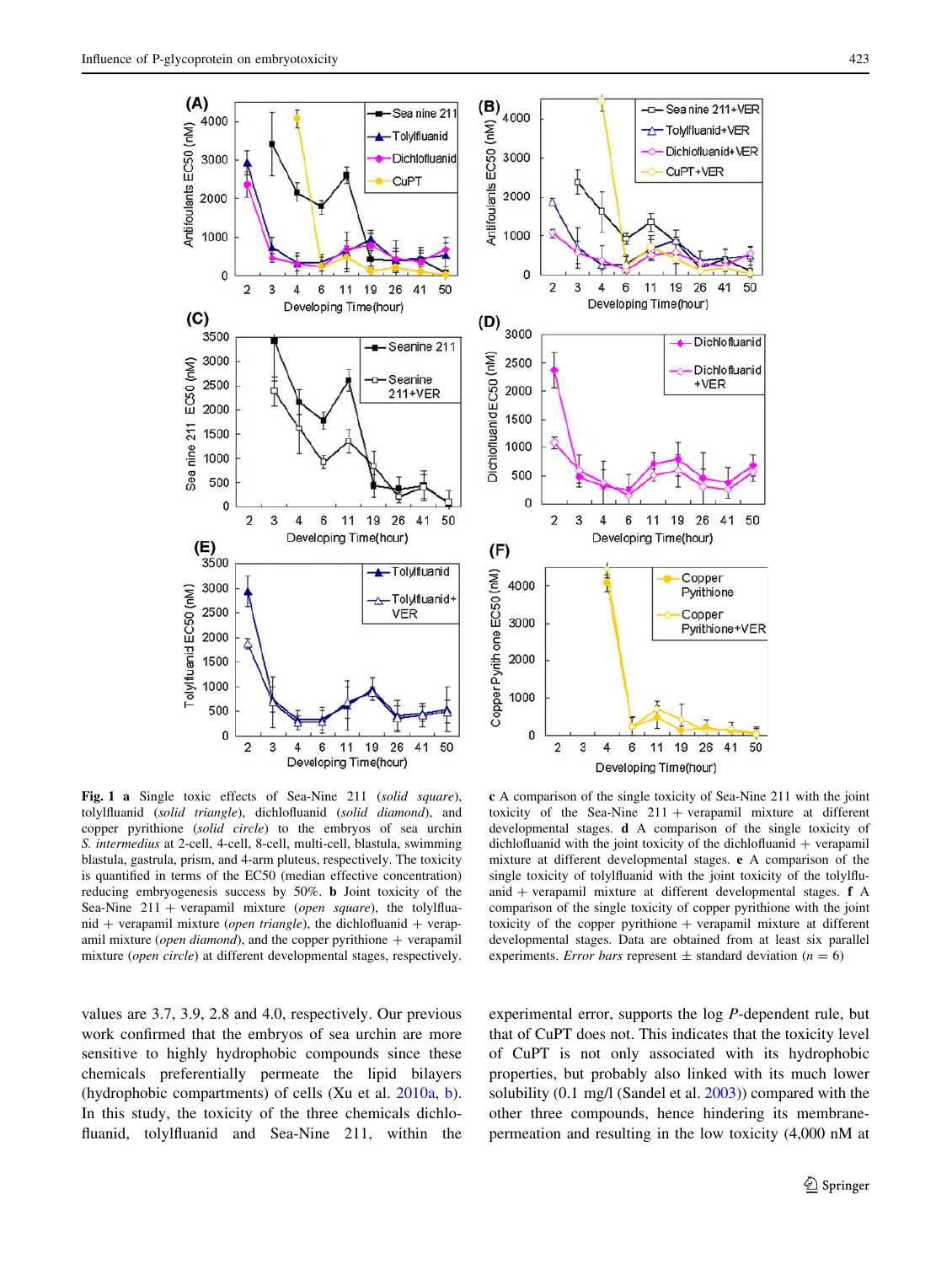**Fig. 1** **a** Single toxic effects of Sea-Nine 211 (*solid square*), tolylfluanid (*solid triangle*), dichlofluanid (*solid diamond*), and copper pyrithione (*solid circle*) to the embryos of sea urchin *S. intermedius* at 2-cell, 4-cell, 8-cell, multi-cell, blastula, swimming blastula, gastrula, prism, and 4-arm pluteus, respectively. The toxicity is quantified in terms of the EC50 (median effective concentration) reducing embryogenesis success by 50%. **b** Joint toxicity of the Sea-Nine 211 + verapamil mixture (*open square*), the tolylfluanid + verapamil mixture (*open triangle*), the dichlofluanid + verapamil mixture (*open diamond*), and the copper pyrithione + verapamil mixture (*open circle*) at different developmental stages, respectively. **c** A comparison of the single toxicity of Sea-Nine 211 with the joint toxicity of the Sea-Nine 211 + verapamil mixture at different developmental stages. **d** A comparison of the single toxicity of dichlofluanid with the joint toxicity of the dichlofluanid + verapamil mixture at different developmental stages. **e** A comparison of the single toxicity of tolylfluanid with the joint toxicity of the tolylfluanid + verapamil mixture at different developmental stages. **f** A comparison of the single toxicity of copper pyrithione with the joint toxicity of the copper pyrithione + verapamil mixture at different developmental stages. Data are obtained from at least six parallel experiments. *Error bars* represent ± standard deviation ($n = 6$)

values are 3.7, 3.9, 2.8 and 4.0, respectively. Our previous work confirmed that the embryos of sea urchin are more sensitive to highly hydrophobic compounds since these chemicals preferentially permeate the lipid bilayers (hydrophobic compartments) of cells (Xu et al. 2010a, b). In this study, the toxicity of the three chemicals dichlofluanid, tolylfluanid and Sea-Nine 211, within the experimental error, supports the log *P*-dependent rule, but that of CuPT does not. This indicates that the toxicity level of CuPT is not only associated with its hydrophobic properties, but probably also linked with its much lower solubility (0.1 mg/l (Sandel et al. 2003)) compared with the other three compounds, hence hindering its membrane-permeation and resulting in the low toxicity (4,000 nM at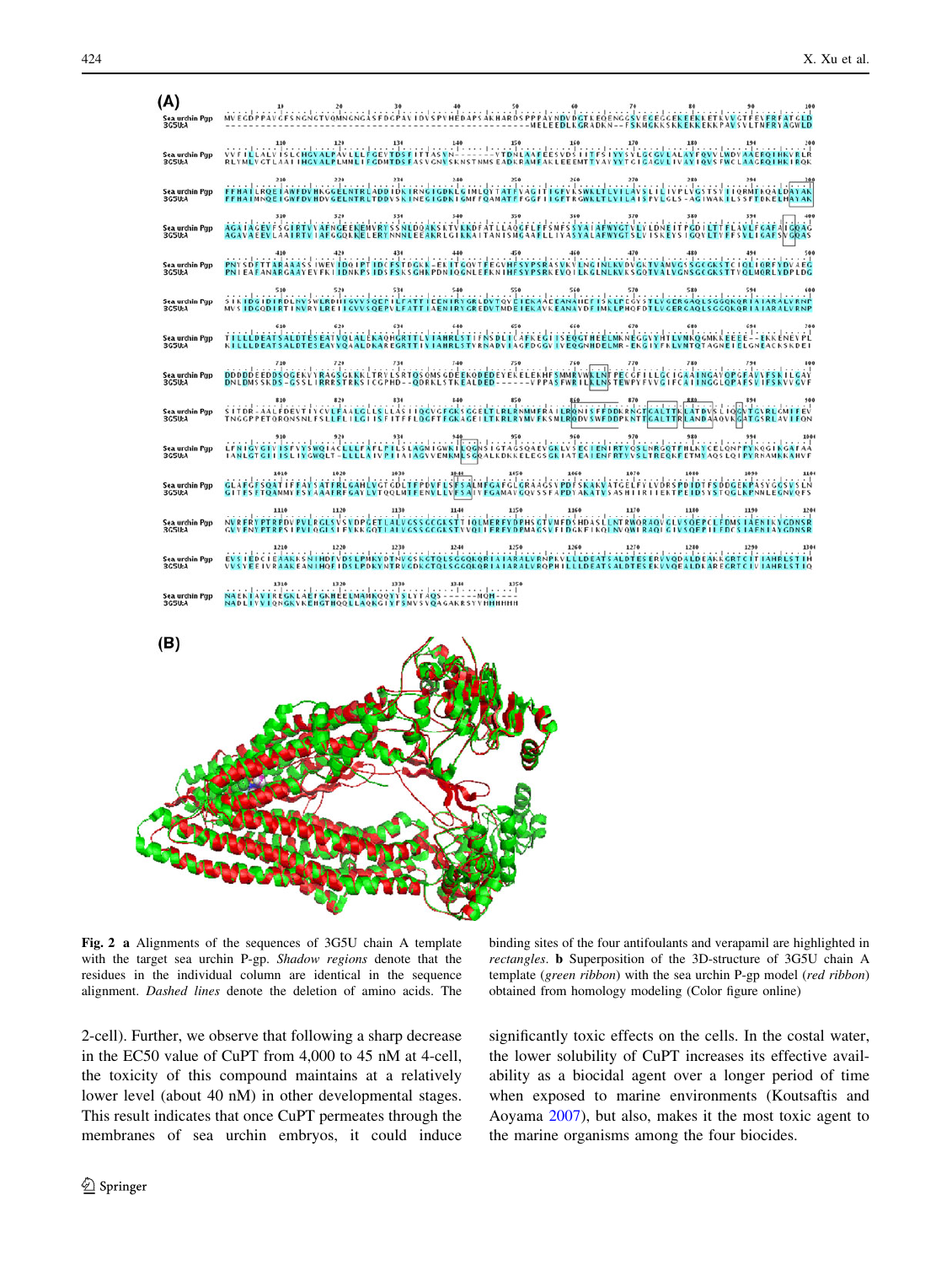**Fig. 2** **a** Alignments of the sequences of 3G5U chain A template with the target sea urchin P-gp. *Shadow regions* denote that the residues in the individual column are identical in the sequence alignment. *Dashed lines* denote the deletion of amino acids. The binding sites of the four antifoulants and verapamil are highlighted in *rectangles*. **b** Superposition of the 3D-structure of 3G5U chain A template (*green ribbon*) with the sea urchin P-gp model (*red ribbon*) obtained from homology modeling (Color figure online)

2-cell). Further, we observe that following a sharp decrease in the EC50 value of CuPT from 4,000 to 45 nM at 4-cell, the toxicity of this compound maintains at a relatively lower level (about 40 nM) in other developmental stages. This result indicates that once CuPT permeates through the membranes of sea urchin embryos, it could induce significantly toxic effects on the cells. In the costal water, the lower solubility of CuPT increases its effective availability as a biocidal agent over a longer period of time when exposed to marine environments (Koutsaftis and Aoyama 2007), but also, makes it the most toxic agent to the marine organisms among the four biocides.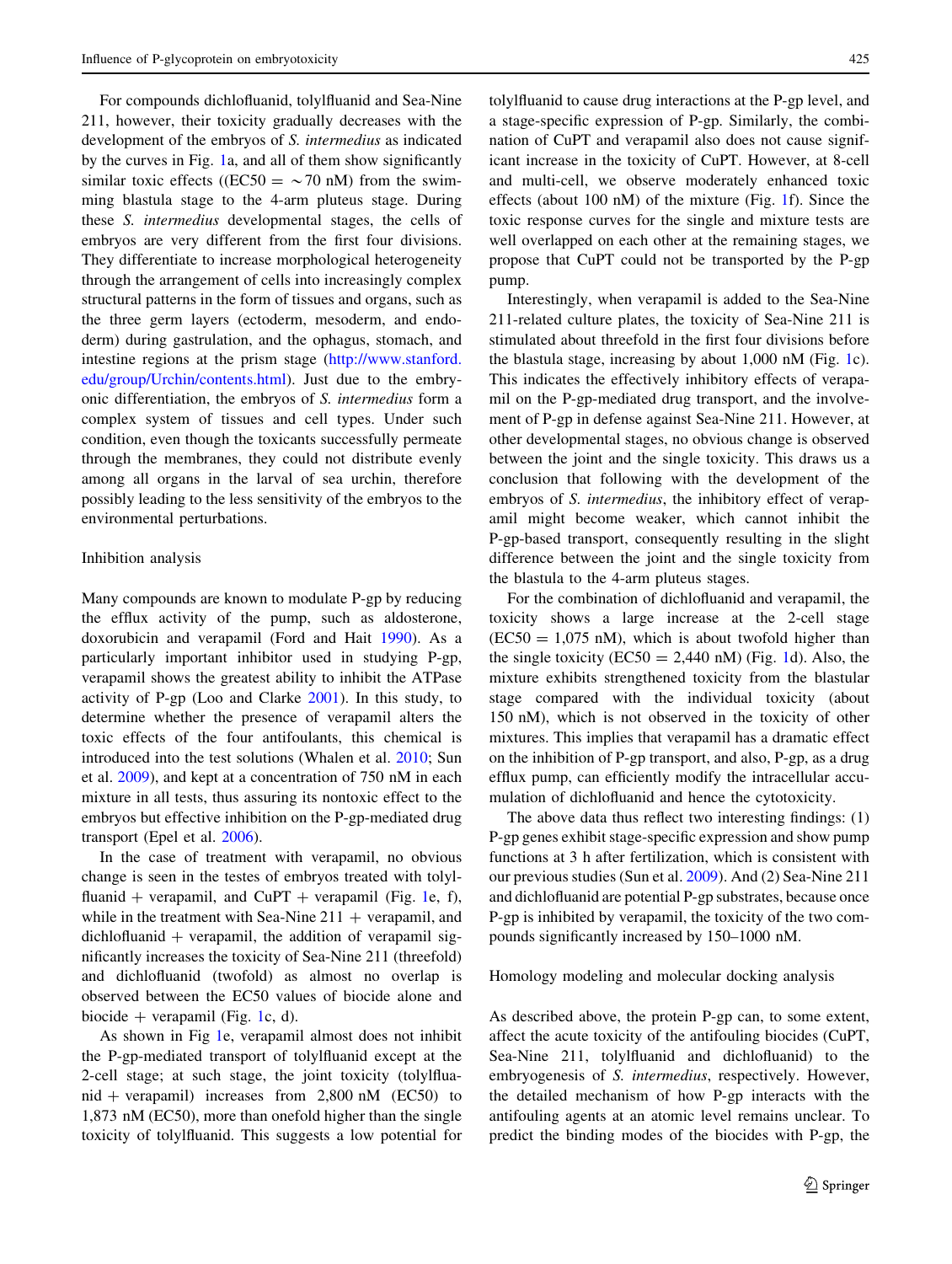For compounds dichlofluanid, tolylfluanid and Sea-Nine 211, however, their toxicity gradually decreases with the development of the embryos of *S. intermedius* as indicated by the curves in Fig. 1a, and all of them show significantly similar toxic effects ((EC50 = ~70 nM) from the swimming blastula stage to the 4-arm pluteus stage. During these *S. intermedius* developmental stages, the cells of embryos are very different from the first four divisions. They differentiate to increase morphological heterogeneity through the arrangement of cells into increasingly complex structural patterns in the form of tissues and organs, such as the three germ layers (ectoderm, mesoderm, and endoderm) during gastrulation, and the ophagus, stomach, and intestine regions at the prism stage (http://www.stanford.edu/group/Urchin/contents.html). Just due to the embryonic differentiation, the embryos of *S. intermedius* form a complex system of tissues and cell types. Under such condition, even though the toxicants successfully permeate through the membranes, they could not distribute evenly among all organs in the larval of sea urchin, therefore possibly leading to the less sensitivity of the embryos to the environmental perturbations.

## Inhibition analysis

Many compounds are known to modulate P-gp by reducing the efflux activity of the pump, such as aldosterone, doxorubicin and verapamil (Ford and Hait 1990). As a particularly important inhibitor used in studying P-gp, verapamil shows the greatest ability to inhibit the ATPase activity of P-gp (Loo and Clarke 2001). In this study, to determine whether the presence of verapamil alters the toxic effects of the four antifoulants, this chemical is introduced into the test solutions (Whalen et al. 2010; Sun et al. 2009), and kept at a concentration of 750 nM in each mixture in all tests, thus assuring its nontoxic effect to the embryos but effective inhibition on the P-gp-mediated drug transport (Epel et al. 2006).

In the case of treatment with verapamil, no obvious change is seen in the testes of embryos treated with tolylfluanid + verapamil, and CuPT + verapamil (Fig. 1e, f), while in the treatment with Sea-Nine 211 + verapamil, and dichlofluanid + verapamil, the addition of verapamil significantly increases the toxicity of Sea-Nine 211 (threefold) and dichlofluanid (twofold) as almost no overlap is observed between the EC50 values of biocide alone and biocide + verapamil (Fig. 1c, d).

As shown in Fig 1e, verapamil almost does not inhibit the P-gp-mediated transport of tolylfluanid except at the 2-cell stage; at such stage, the joint toxicity (tolylfluanid + verapamil) increases from 2,800 nM (EC50) to 1,873 nM (EC50), more than onefold higher than the single toxicity of tolylfluanid. This suggests a low potential for tolylfluanid to cause drug interactions at the P-gp level, and a stage-specific expression of P-gp. Similarly, the combination of CuPT and verapamil also does not cause significant increase in the toxicity of CuPT. However, at 8-cell and multi-cell, we observe moderately enhanced toxic effects (about 100 nM) of the mixture (Fig. 1f). Since the toxic response curves for the single and mixture tests are well overlapped on each other at the remaining stages, we propose that CuPT could not be transported by the P-gp pump.

Interestingly, when verapamil is added to the Sea-Nine 211-related culture plates, the toxicity of Sea-Nine 211 is stimulated about threefold in the first four divisions before the blastula stage, increasing by about 1,000 nM (Fig. 1c). This indicates the effectively inhibitory effects of verapamil on the P-gp-mediated drug transport, and the involvement of P-gp in defense against Sea-Nine 211. However, at other developmental stages, no obvious change is observed between the joint and the single toxicity. This draws us a conclusion that following with the development of the embryos of *S. intermedius*, the inhibitory effect of verapamil might become weaker, which cannot inhibit the P-gp-based transport, consequently resulting in the slight difference between the joint and the single toxicity from the blastula to the 4-arm pluteus stages.

For the combination of dichlofluanid and verapamil, the toxicity shows a large increase at the 2-cell stage (EC50 = 1,075 nM), which is about twofold higher than the single toxicity (EC50 = 2,440 nM) (Fig. 1d). Also, the mixture exhibits strengthened toxicity from the blastular stage compared with the individual toxicity (about 150 nM), which is not observed in the toxicity of other mixtures. This implies that verapamil has a dramatic effect on the inhibition of P-gp transport, and also, P-gp, as a drug efflux pump, can efficiently modify the intracellular accumulation of dichlofluanid and hence the cytotoxicity.

The above data thus reflect two interesting findings: (1) P-gp genes exhibit stage-specific expression and show pump functions at 3 h after fertilization, which is consistent with our previous studies (Sun et al. 2009). And (2) Sea-Nine 211 and dichlofluanid are potential P-gp substrates, because once P-gp is inhibited by verapamil, the toxicity of the two compounds significantly increased by 150–1000 nM.

## Homology modeling and molecular docking analysis

As described above, the protein P-gp can, to some extent, affect the acute toxicity of the antifouling biocides (CuPT, Sea-Nine 211, tolylfluanid and dichlofluanid) to the embryogenesis of *S. intermedius*, respectively. However, the detailed mechanism of how P-gp interacts with the antifouling agents at an atomic level remains unclear. To predict the binding modes of the biocides with P-gp, the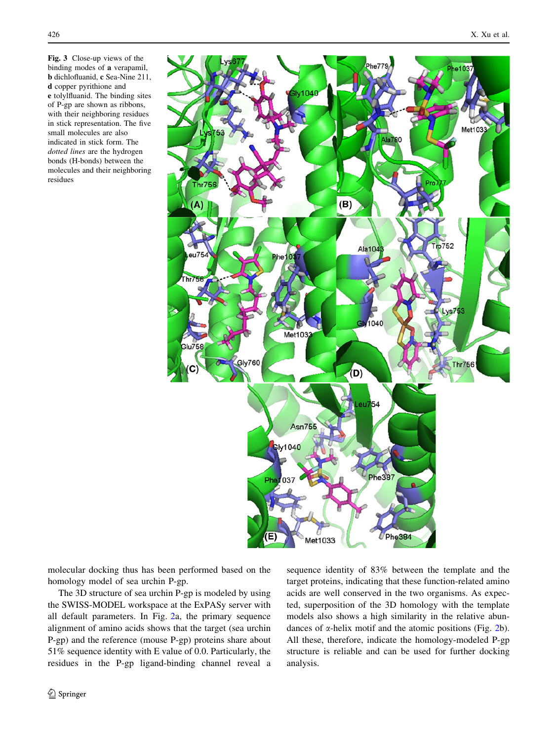**Fig. 3** Close-up views of the binding modes of **a** verapamil, **b** dichlofluanid, **c** Sea-Nine 211, **d** copper pyrithione and **e** tolylfluanid. The binding sites of P-gp are shown as ribbons, with their neighboring residues in stick representation. The five small molecules are also indicated in stick form. The *dotted lines* are the hydrogen bonds (H-bonds) between the molecules and their neighboring residues

molecular docking thus has been performed based on the homology model of sea urchin P-gp.

The 3D structure of sea urchin P-gp is modeled by using the SWISS-MODEL workspace at the ExPASy server with all default parameters. In Fig. 2a, the primary sequence alignment of amino acids shows that the target (sea urchin P-gp) and the reference (mouse P-gp) proteins share about 51% sequence identity with E value of 0.0. Particularly, the residues in the P-gp ligand-binding channel reveal a sequence identity of 83% between the template and the target proteins, indicating that these function-related amino acids are well conserved in the two organisms. As expected, superposition of the 3D homology with the template models also shows a high similarity in the relative abundances of α-helix motif and the atomic positions (Fig. 2b). All these, therefore, indicate the homology-modeled P-gp structure is reliable and can be used for further docking analysis.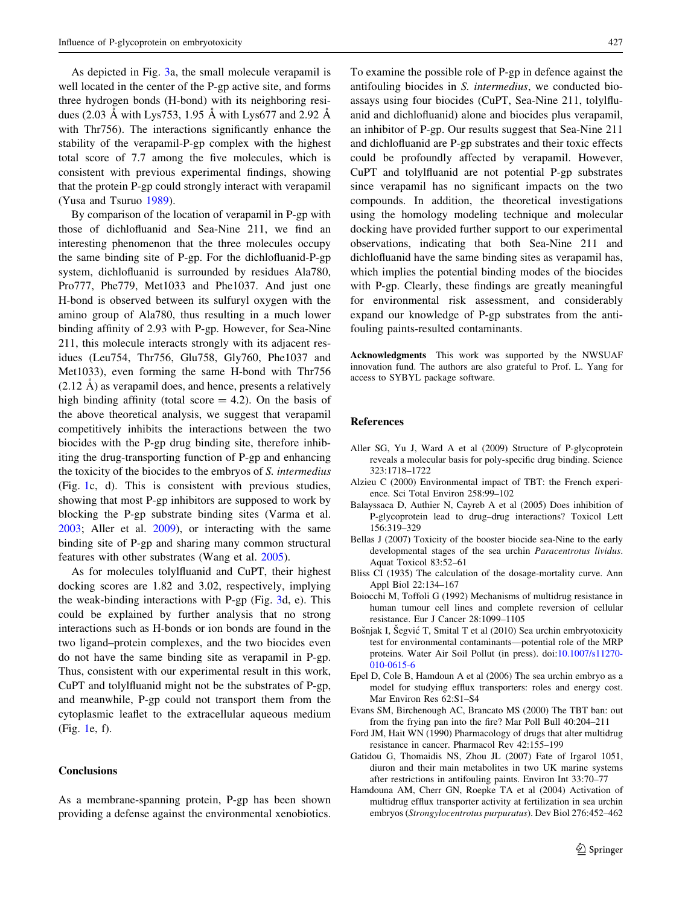As depicted in Fig. 3a, the small molecule verapamil is well located in the center of the P-gp active site, and forms three hydrogen bonds (H-bond) with its neighboring residues (2.03 Å with Lys753, 1.95 Å with Lys677 and 2.92 Å with Thr756). The interactions significantly enhance the stability of the verapamil-P-gp complex with the highest total score of 7.7 among the five molecules, which is consistent with previous experimental findings, showing that the protein P-gp could strongly interact with verapamil (Yusa and Tsuruo 1989).

By comparison of the location of verapamil in P-gp with those of dichlofluanid and Sea-Nine 211, we find an interesting phenomenon that the three molecules occupy the same binding site of P-gp. For the dichlofluanid-P-gp system, dichlofluanid is surrounded by residues Ala780, Pro777, Phe779, Met1033 and Phe1037. And just one H-bond is observed between its sulfuryl oxygen with the amino group of Ala780, thus resulting in a much lower binding affinity of 2.93 with P-gp. However, for Sea-Nine 211, this molecule interacts strongly with its adjacent residues (Leu754, Thr756, Glu758, Gly760, Phe1037 and Met1033), even forming the same H-bond with Thr756 (2.12 Å) as verapamil does, and hence, presents a relatively high binding affinity (total score = 4.2). On the basis of the above theoretical analysis, we suggest that verapamil competitively inhibits the interactions between the two biocides with the P-gp drug binding site, therefore inhibiting the drug-transporting function of P-gp and enhancing the toxicity of the biocides to the embryos of *S. intermedius* (Fig. 1c, d). This is consistent with previous studies, showing that most P-gp inhibitors are supposed to work by blocking the P-gp substrate binding sites (Varma et al. 2003; Aller et al. 2009), or interacting with the same binding site of P-gp and sharing many common structural features with other substrates (Wang et al. 2005).

As for molecules tolylfluanid and CuPT, their highest docking scores are 1.82 and 3.02, respectively, implying the weak-binding interactions with P-gp (Fig. 3d, e). This could be explained by further analysis that no strong interactions such as H-bonds or ion bonds are found in the two ligand–protein complexes, and the two biocides even do not have the same binding site as verapamil in P-gp. Thus, consistent with our experimental result in this work, CuPT and tolylfluanid might not be the substrates of P-gp, and meanwhile, P-gp could not transport them from the cytoplasmic leaflet to the extracellular aqueous medium (Fig. 1e, f).

## Conclusions

As a membrane-spanning protein, P-gp has been shown providing a defense against the environmental xenobiotics. To examine the possible role of P-gp in defence against the antifouling biocides in *S. intermedius*, we conducted bioassays using four biocides (CuPT, Sea-Nine 211, tolylfluanid and dichlofluanid) alone and biocides plus verapamil, an inhibitor of P-gp. Our results suggest that Sea-Nine 211 and dichlofluanid are P-gp substrates and their toxic effects could be profoundly affected by verapamil. However, CuPT and tolylfluanid are not potential P-gp substrates since verapamil has no significant impacts on the two compounds. In addition, the theoretical investigations using the homology modeling technique and molecular docking have provided further support to our experimental observations, indicating that both Sea-Nine 211 and dichlofluanid have the same binding sites as verapamil has, which implies the potential binding modes of the biocides with P-gp. Clearly, these findings are greatly meaningful for environmental risk assessment, and considerably expand our knowledge of P-gp substrates from the antifouling paints-resulted contaminants.

**Acknowledgments** This work was supported by the NWSUAF innovation fund. The authors are also grateful to Prof. L. Yang for access to SYBYL package software.

## References

Aller SG, Yu J, Ward A et al (2009) Structure of P-glycoprotein reveals a molecular basis for poly-specific drug binding. Science 323:1718–1722

Alzieu C (2000) Environmental impact of TBT: the French experience. Sci Total Environ 258:99–102

Balayssaca D, Authier N, Cayreb A et al (2005) Does inhibition of P-glycoprotein lead to drug–drug interactions? Toxicol Lett 156:319–329

Bellas J (2007) Toxicity of the booster biocide sea-Nine to the early developmental stages of the sea urchin *Paracentrotus lividus*. Aquat Toxicol 83:52–61

Bliss CI (1935) The calculation of the dosage-mortality curve. Ann Appl Biol 22:134–167

Boiocchi M, Toffoli G (1992) Mechanisms of multidrug resistance in human tumour cell lines and complete reversion of cellular resistance. Eur J Cancer 28:1099–1105

Bošnjak I, Šegvić T, Smital T et al (2010) Sea urchin embryotoxicity test for environmental contaminants—potential role of the MRP proteins. Water Air Soil Pollut (in press). doi:10.1007/s11270-010-0615-6

Epel D, Cole B, Hamdoun A et al (2006) The sea urchin embryo as a model for studying efflux transporters: roles and energy cost. Mar Environ Res 62:S1–S4

Evans SM, Birchenough AC, Brancato MS (2000) The TBT ban: out from the frying pan into the fire? Mar Poll Bull 40:204–211

Ford JM, Hait WN (1990) Pharmacology of drugs that alter multidrug resistance in cancer. Pharmacol Rev 42:155–199

Gatidou G, Thomaidis NS, Zhou JL (2007) Fate of Irgarol 1051, diuron and their main metabolites in two UK marine systems after restrictions in antifouling paints. Environ Int 33:70–77

Hamdouna AM, Cherr GN, Roepke TA et al (2004) Activation of multidrug efflux transporter activity at fertilization in sea urchin embryos (*Strongylocentrotus purpuratus*). Dev Biol 276:452–462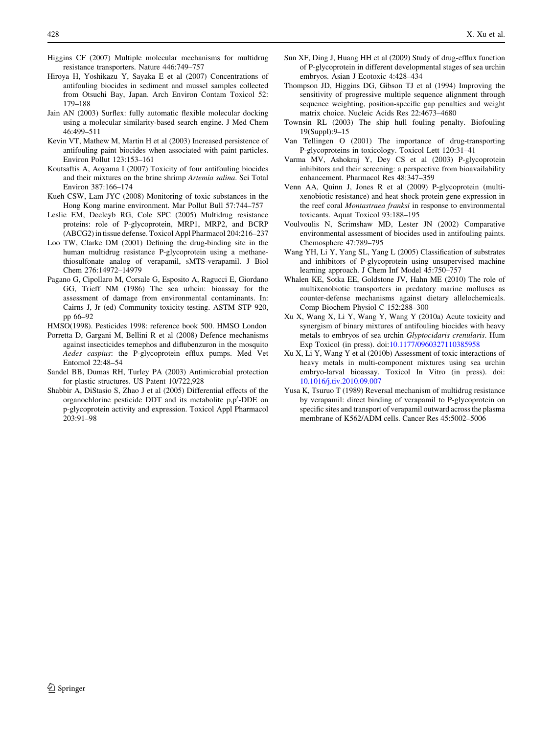Higgins CF (2007) Multiple molecular mechanisms for multidrug resistance transporters. Nature 446:749–757

Hiroya H, Yoshikazu Y, Sayaka E et al (2007) Concentrations of antifouling biocides in sediment and mussel samples collected from Otsuchi Bay, Japan. Arch Environ Contam Toxicol 52: 179–188

Jain AN (2003) Surflex: fully automatic flexible molecular docking using a molecular similarity-based search engine. J Med Chem 46:499–511

Kevin VT, Mathew M, Martin H et al (2003) Increased persistence of antifouling paint biocides when associated with paint particles. Environ Pollut 123:153–161

Koutsaftis A, Aoyama I (2007) Toxicity of four antifouling biocides and their mixtures on the brine shrimp *Artemia salina*. Sci Total Environ 387:166–174

Kueh CSW, Lam JYC (2008) Monitoring of toxic substances in the Hong Kong marine environment. Mar Pollut Bull 57:744–757

Leslie EM, Deeleyb RG, Cole SPC (2005) Multidrug resistance proteins: role of P-glycoprotein, MRP1, MRP2, and BCRP (ABCG2) in tissue defense. Toxicol Appl Pharmacol 204:216–237

Loo TW, Clarke DM (2001) Defining the drug-binding site in the human multidrug resistance P-glycoprotein using a methane-thiosulfonate analog of verapamil, sMTS-verapamil. J Biol Chem 276:14972–14979

Pagano G, Cipollaro M, Corsale G, Esposito A, Ragucci E, Giordano GG, Trieff NM (1986) The sea urhcin: bioassay for the assessment of damage from environmental contaminants. In: Cairns J, Jr (ed) Community toxicity testing. ASTM STP 920, pp 66–92

HMSO(1998). Pesticides 1998: reference book 500. HMSO London

Porretta D, Gargani M, Bellini R et al (2008) Defence mechanisms against insecticides temephos and diflubenzuron in the mosquito *Aedes caspius*: the P-glycoprotein efflux pumps. Med Vet Entomol 22:48–54

Sandel BB, Dumas RH, Turley PA (2003) Antimicrobial protection for plastic structures. US Patent 10/722,928

Shabbir A, DiStasio S, Zhao J et al (2005) Differential effects of the organochlorine pesticide DDT and its metabolite p,p′-DDE on p-glycoprotein activity and expression. Toxicol Appl Pharmacol 203:91–98

Sun XF, Ding J, Huang HH et al (2009) Study of drug-efflux function of P-glycoprotein in different developmental stages of sea urchin embryos. Asian J Ecotoxic 4:428–434

Thompson JD, Higgins DG, Gibson TJ et al (1994) Improving the sensitivity of progressive multiple sequence alignment through sequence weighting, position-specific gap penalties and weight matrix choice. Nucleic Acids Res 22:4673–4680

Townsin RL (2003) The ship hull fouling penalty. Biofouling 19(Suppl):9–15

Van Tellingen O (2001) The importance of drug-transporting P-glycoproteins in toxicology. Toxicol Lett 120:31–41

Varma MV, Ashokraj Y, Dey CS et al (2003) P-glycoprotein inhibitors and their screening: a perspective from bioavailability enhancement. Pharmacol Res 48:347–359

Venn AA, Quinn J, Jones R et al (2009) P-glycoprotein (multi-xenobiotic resistance) and heat shock protein gene expression in the reef coral *Montastraea franksi* in response to environmental toxicants. Aquat Toxicol 93:188–195

Voulvoulis N, Scrimshaw MD, Lester JN (2002) Comparative environmental assessment of biocides used in antifouling paints. Chemosphere 47:789–795

Wang YH, Li Y, Yang SL, Yang L (2005) Classification of substrates and inhibitors of P-glycoprotein using unsupervised machine learning approach. J Chem Inf Model 45:750–757

Whalen KE, Sotka EE, Goldstone JV, Hahn ME (2010) The role of multixenobiotic transporters in predatory marine molluscs as counter-defense mechanisms against dietary allelochemicals. Comp Biochem Physiol C 152:288–300

Xu X, Wang X, Li Y, Wang Y, Wang Y (2010a) Acute toxicity and synergism of binary mixtures of antifouling biocides with heavy metals to embryos of sea urchin *Glyptocidaris crenularis*. Hum Exp Toxicol (in press). doi:10.1177/0960327110385958

Xu X, Li Y, Wang Y et al (2010b) Assessment of toxic interactions of heavy metals in multi-component mixtures using sea urchin embryo-larval bioassay. Toxicol In Vitro (in press). doi: 10.1016/j.tiv.2010.09.007

Yusa K, Tsuruo T (1989) Reversal mechanism of multidrug resistance by verapamil: direct binding of verapamil to P-glycoprotein on specific sites and transport of verapamil outward across the plasma membrane of K562/ADM cells. Cancer Res 45:5002–5006